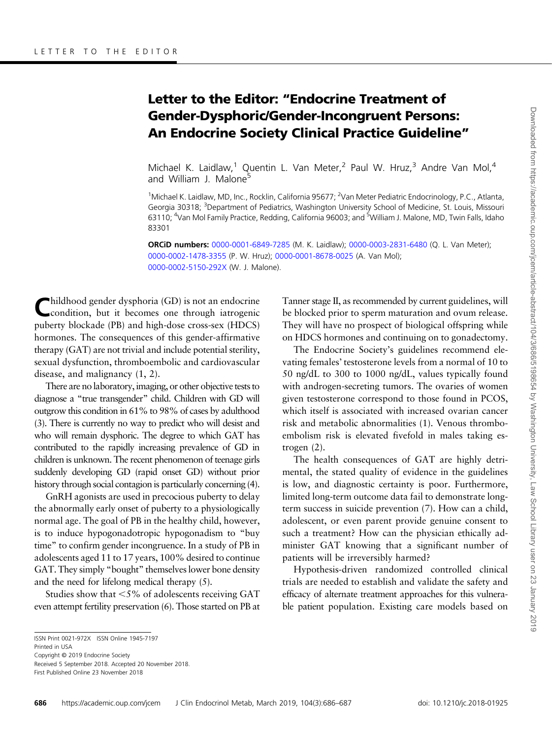LETTER TO THE EDITOR

# Letter to the Editor: "Endocrine Treatment of Gender-Dysphoric/Gender-Incongruent Persons: An Endocrine Society Clinical Practice Guideline"

Michael K. Laidlaw,[1] Quentin L. Van Meter,[2] Paul W. Hruz,[3] Andre Van Mol,[4] and William J. Malone[5]

[1]Michael K. Laidlaw, MD, Inc., Rocklin, California 95677; [2]Van Meter Pediatric Endocrinology, P.C., Atlanta, Georgia 30318; [3]Department of Pediatrics, Washington University School of Medicine, St. Louis, Missouri 63110; [4]Van Mol Family Practice, Redding, California 96003; and [5]William J. Malone, MD, Twin Falls, Idaho 83301

**ORCiD numbers:** 0000-0001-6849-7285 (M. K. Laidlaw); 0000-0003-2831-6480 (Q. L. Van Meter); 0000-0002-1478-3355 (P. W. Hruz); 0000-0001-8678-0025 (A. Van Mol); 0000-0002-5150-292X (W. J. Malone).

Childhood gender dysphoria (GD) is not an endocrine condition, but it becomes one through iatrogenic puberty blockade (PB) and high-dose cross-sex (HDCS) hormones. The consequences of this gender-affirmative therapy (GAT) are not trivial and include potential sterility, sexual dysfunction, thromboembolic and cardiovascular disease, and malignancy (1, 2).

There are no laboratory, imaging, or other objective tests to diagnose a "true transgender" child. Children with GD will outgrow this condition in 61% to 98% of cases by adulthood (3). There is currently no way to predict who will desist and who will remain dysphoric. The degree to which GAT has contributed to the rapidly increasing prevalence of GD in children is unknown. The recent phenomenon of teenage girls suddenly developing GD (rapid onset GD) without prior history through social contagion is particularly concerning (4).

GnRH agonists are used in precocious puberty to delay the abnormally early onset of puberty to a physiologically normal age. The goal of PB in the healthy child, however, is to induce hypogonadotropic hypogonadism to "buy time" to confirm gender incongruence. In a study of PB in adolescents aged 11 to 17 years, 100% desired to continue GAT. They simply "bought" themselves lower bone density and the need for lifelong medical therapy (5).

Studies show that <5% of adolescents receiving GAT even attempt fertility preservation (6). Those started on PB at Tanner stage II, as recommended by current guidelines, will be blocked prior to sperm maturation and ovum release. They will have no prospect of biological offspring while on HDCS hormones and continuing on to gonadectomy.

The Endocrine Society's guidelines recommend elevating females' testosterone levels from a normal of 10 to 50 ng/dL to 300 to 1000 ng/dL, values typically found with androgen-secreting tumors. The ovaries of women given testosterone correspond to those found in PCOS, which itself is associated with increased ovarian cancer risk and metabolic abnormalities (1). Venous thromboembolism risk is elevated fivefold in males taking estrogen (2).

The health consequences of GAT are highly detrimental, the stated quality of evidence in the guidelines is low, and diagnostic certainty is poor. Furthermore, limited long-term outcome data fail to demonstrate long-term success in suicide prevention (7). How can a child, adolescent, or even parent provide genuine consent to such a treatment? How can the physician ethically administer GAT knowing that a significant number of patients will be irreversibly harmed?

Hypothesis-driven randomized controlled clinical trials are needed to establish and validate the safety and efficacy of alternate treatment approaches for this vulnerable patient population. Existing care models based on

ISSN Print 0021-972X ISSN Online 1945-7197
Printed in USA
Copyright © 2019 Endocrine Society
Received 5 September 2018. Accepted 20 November 2018.
First Published Online 23 November 2018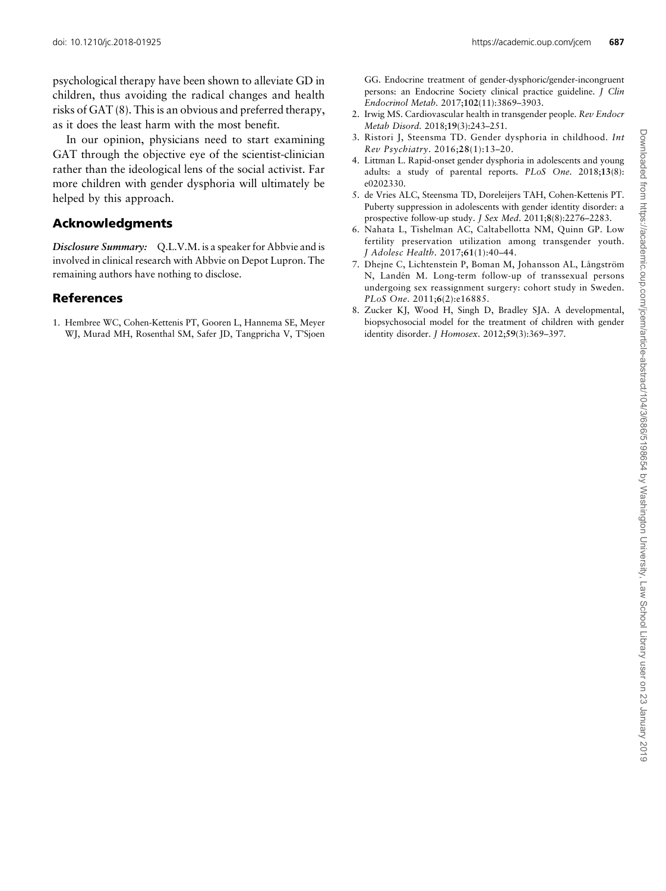psychological therapy have been shown to alleviate GD in children, thus avoiding the radical changes and health risks of GAT (8). This is an obvious and preferred therapy, as it does the least harm with the most benefit.

In our opinion, physicians need to start examining GAT through the objective eye of the scientist-clinician rather than the ideological lens of the social activist. Far more children with gender dysphoria will ultimately be helped by this approach.

## Acknowledgments

***Disclosure Summary:*** Q.L.V.M. is a speaker for Abbvie and is involved in clinical research with Abbvie on Depot Lupron. The remaining authors have nothing to disclose.

## References

1. Hembree WC, Cohen-Kettenis PT, Gooren L, Hannema SE, Meyer WJ, Murad MH, Rosenthal SM, Safer JD, Tangpricha V, T'Sjoen GG. Endocrine treatment of gender-dysphoric/gender-incongruent persons: an Endocrine Society clinical practice guideline. *J Clin Endocrinol Metab*. 2017;**102**(11):3869–3903.
2. Irwig MS. Cardiovascular health in transgender people. *Rev Endocr Metab Disord*. 2018;**19**(3):243–251.
3. Ristori J, Steensma TD. Gender dysphoria in childhood. *Int Rev Psychiatry*. 2016;**28**(1):13–20.
4. Littman L. Rapid-onset gender dysphoria in adolescents and young adults: a study of parental reports. *PLoS One*. 2018;**13**(8): e0202330.
5. de Vries ALC, Steensma TD, Doreleijers TAH, Cohen-Kettenis PT. Puberty suppression in adolescents with gender identity disorder: a prospective follow-up study. *J Sex Med*. 2011;**8**(8):2276–2283.
6. Nahata L, Tishelman AC, Caltabellotta NM, Quinn GP. Low fertility preservation utilization among transgender youth. *J Adolesc Health*. 2017;**61**(1):40–44.
7. Dhejne C, Lichtenstein P, Boman M, Johansson AL, Långström N, Landén M. Long-term follow-up of transsexual persons undergoing sex reassignment surgery: cohort study in Sweden. *PLoS One*. 2011;**6**(2):e16885.
8. Zucker KJ, Wood H, Singh D, Bradley SJA. A developmental, biopsychosocial model for the treatment of children with gender identity disorder. *J Homosex*. 2012;**59**(3):369–397.